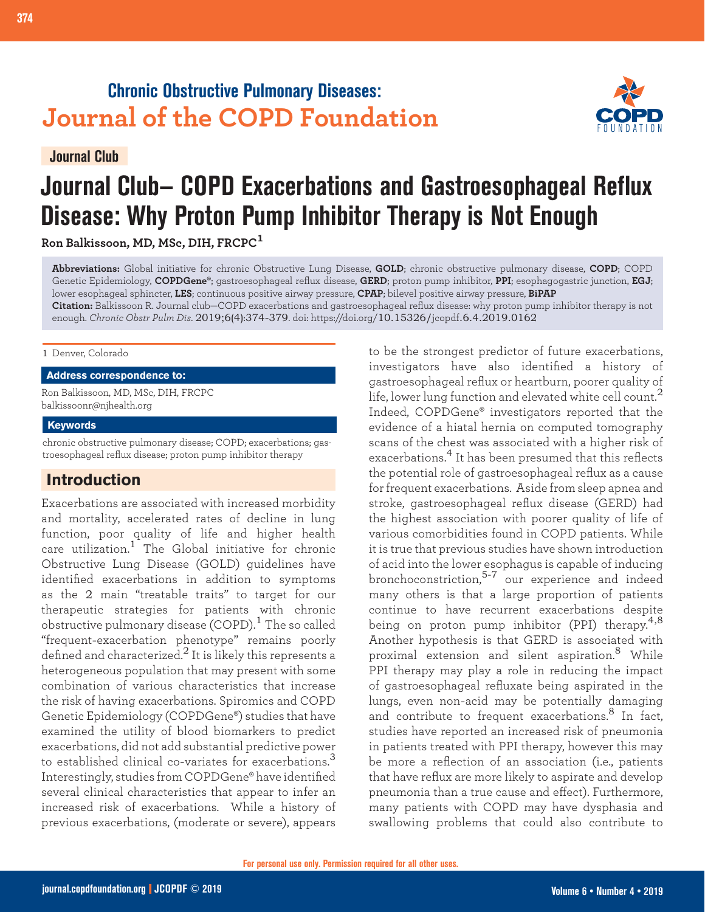Chronic Obstructive Pulmonary Diseases:
Journal of the COPD Foundation

Journal Club

# Journal Club– COPD Exacerbations and Gastroesophageal Reflux Disease: Why Proton Pump Inhibitor Therapy is Not Enough

**Ron Balkissoon, MD, MSc, DIH, FRCPC[1]**

**Abbreviations:** Global initiative for chronic Obstructive Lung Disease, **GOLD**; chronic obstructive pulmonary disease, **COPD**; COPD Genetic Epidemiology, **COPDGene®**; gastroesophageal reflux disease, **GERD**; proton pump inhibitor, **PPI**; esophagogastric junction, **EGJ**; lower esophageal sphincter, **LES**; continuous positive airway pressure, **CPAP**; bilevel positive airway pressure, **BiPAP**

**Citation:** Balkissoon R. Journal club—COPD exacerbations and gastroesophageal reflux disease: why proton pump inhibitor therapy is not enough. *Chronic Obstr Pulm Dis*. 2019;6(4):374-379. doi: https://doi.org/10.15326/jcopdf.6.4.2019.0162

1 Denver, Colorado

**Address correspondence to:**

Ron Balkissoon, MD, MSc, DIH, FRCPC
balkissoonr@njhealth.org

**Keywords**

chronic obstructive pulmonary disease; COPD; exacerbations; gastroesophageal reflux disease; proton pump inhibitor therapy

## Introduction

Exacerbations are associated with increased morbidity and mortality, accelerated rates of decline in lung function, poor quality of life and higher health care utilization.[1] The Global initiative for chronic Obstructive Lung Disease (GOLD) guidelines have identified exacerbations in addition to symptoms as the 2 main "treatable traits" to target for our therapeutic strategies for patients with chronic obstructive pulmonary disease (COPD).[1] The so called "frequent-exacerbation phenotype" remains poorly defined and characterized.[2] It is likely this represents a heterogeneous population that may present with some combination of various characteristics that increase the risk of having exacerbations. Spiromics and COPD Genetic Epidemiology (COPDGene®) studies that have examined the utility of blood biomarkers to predict exacerbations, did not add substantial predictive power to established clinical co-variates for exacerbations.[3] Interestingly, studies from COPDGene® have identified several clinical characteristics that appear to infer an increased risk of exacerbations. While a history of previous exacerbations, (moderate or severe), appears to be the strongest predictor of future exacerbations, investigators have also identified a history of gastroesophageal reflux or heartburn, poorer quality of life, lower lung function and elevated white cell count.[2] Indeed, COPDGene® investigators reported that the evidence of a hiatal hernia on computed tomography scans of the chest was associated with a higher risk of exacerbations.[4] It has been presumed that this reflects the potential role of gastroesophageal reflux as a cause for frequent exacerbations. Aside from sleep apnea and stroke, gastroesophageal reflux disease (GERD) had the highest association with poorer quality of life of various comorbidities found in COPD patients. While it is true that previous studies have shown introduction of acid into the lower esophagus is capable of inducing bronchoconstriction,[5-7] our experience and indeed many others is that a large proportion of patients continue to have recurrent exacerbations despite being on proton pump inhibitor (PPI) therapy.[4,8] Another hypothesis is that GERD is associated with proximal extension and silent aspiration.[8] While PPI therapy may play a role in reducing the impact of gastroesophageal refluxate being aspirated in the lungs, even non-acid may be potentially damaging and contribute to frequent exacerbations.[8] In fact, studies have reported an increased risk of pneumonia in patients treated with PPI therapy, however this may be more a reflection of an association (i.e., patients that have reflux are more likely to aspirate and develop pneumonia than a true cause and effect). Furthermore, many patients with COPD may have dysphasia and swallowing problems that could also contribute to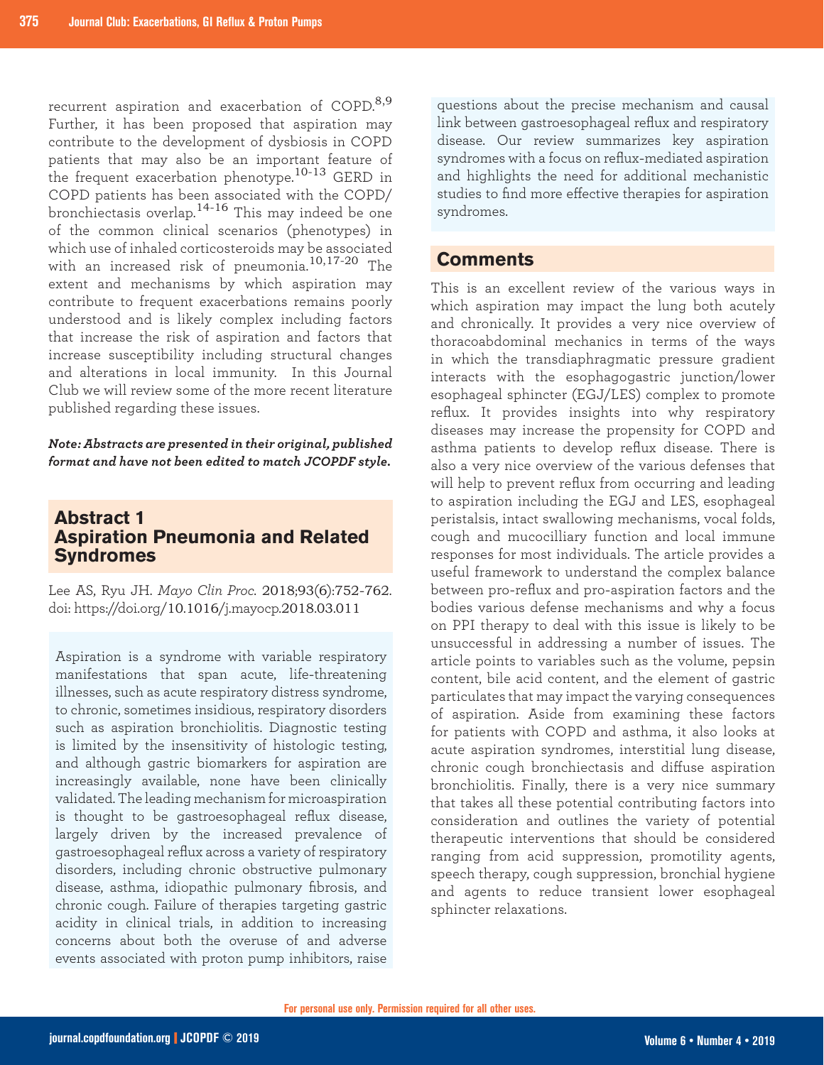recurrent aspiration and exacerbation of COPD.[8,9] Further, it has been proposed that aspiration may contribute to the development of dysbiosis in COPD patients that may also be an important feature of the frequent exacerbation phenotype.[10-13] GERD in COPD patients has been associated with the COPD/bronchiectasis overlap.[14-16] This may indeed be one of the common clinical scenarios (phenotypes) in which use of inhaled corticosteroids may be associated with an increased risk of pneumonia.[10,17-20] The extent and mechanisms by which aspiration may contribute to frequent exacerbations remains poorly understood and is likely complex including factors that increase the risk of aspiration and factors that increase susceptibility including structural changes and alterations in local immunity. In this Journal Club we will review some of the more recent literature published regarding these issues.

***Note: Abstracts are presented in their original, published format and have not been edited to match JCOPDF style.***

## Abstract 1
## Aspiration Pneumonia and Related Syndromes

Lee AS, Ryu JH. *Mayo Clin Proc.* 2018;93(6):752-762. doi: https://doi.org/10.1016/j.mayocp.2018.03.011

Aspiration is a syndrome with variable respiratory manifestations that span acute, life-threatening illnesses, such as acute respiratory distress syndrome, to chronic, sometimes insidious, respiratory disorders such as aspiration bronchiolitis. Diagnostic testing is limited by the insensitivity of histologic testing, and although gastric biomarkers for aspiration are increasingly available, none have been clinically validated. The leading mechanism for microaspiration is thought to be gastroesophageal reflux disease, largely driven by the increased prevalence of gastroesophageal reflux across a variety of respiratory disorders, including chronic obstructive pulmonary disease, asthma, idiopathic pulmonary fibrosis, and chronic cough. Failure of therapies targeting gastric acidity in clinical trials, in addition to increasing concerns about both the overuse of and adverse events associated with proton pump inhibitors, raise questions about the precise mechanism and causal link between gastroesophageal reflux and respiratory disease. Our review summarizes key aspiration syndromes with a focus on reflux-mediated aspiration and highlights the need for additional mechanistic studies to find more effective therapies for aspiration syndromes.

## Comments

This is an excellent review of the various ways in which aspiration may impact the lung both acutely and chronically. It provides a very nice overview of thoracoabdominal mechanics in terms of the ways in which the transdiaphragmatic pressure gradient interacts with the esophagogastric junction/lower esophageal sphincter (EGJ/LES) complex to promote reflux. It provides insights into why respiratory diseases may increase the propensity for COPD and asthma patients to develop reflux disease. There is also a very nice overview of the various defenses that will help to prevent reflux from occurring and leading to aspiration including the EGJ and LES, esophageal peristalsis, intact swallowing mechanisms, vocal folds, cough and mucocilliary function and local immune responses for most individuals. The article provides a useful framework to understand the complex balance between pro-reflux and pro-aspiration factors and the bodies various defense mechanisms and why a focus on PPI therapy to deal with this issue is likely to be unsuccessful in addressing a number of issues. The article points to variables such as the volume, pepsin content, bile acid content, and the element of gastric particulates that may impact the varying consequences of aspiration. Aside from examining these factors for patients with COPD and asthma, it also looks at acute aspiration syndromes, interstitial lung disease, chronic cough bronchiectasis and diffuse aspiration bronchiolitis. Finally, there is a very nice summary that takes all these potential contributing factors into consideration and outlines the variety of potential therapeutic interventions that should be considered ranging from acid suppression, promotility agents, speech therapy, cough suppression, bronchial hygiene and agents to reduce transient lower esophageal sphincter relaxations.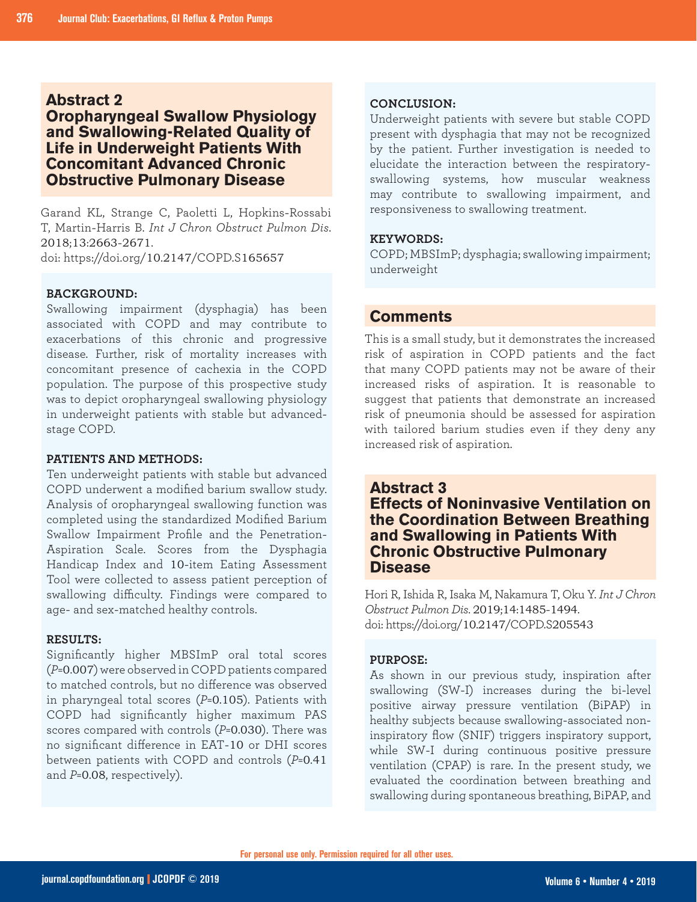## Abstract 2
## Oropharyngeal Swallow Physiology and Swallowing-Related Quality of Life in Underweight Patients With Concomitant Advanced Chronic Obstructive Pulmonary Disease

Garand KL, Strange C, Paoletti L, Hopkins-Rossabi T, Martin-Harris B. *Int J Chron Obstruct Pulmon Dis*. 2018;13:2663-2671.
doi: https://doi.org/10.2147/COPD.S165657

**BACKGROUND:**
Swallowing impairment (dysphagia) has been associated with COPD and may contribute to exacerbations of this chronic and progressive disease. Further, risk of mortality increases with concomitant presence of cachexia in the COPD population. The purpose of this prospective study was to depict oropharyngeal swallowing physiology in underweight patients with stable but advanced-stage COPD.

**PATIENTS AND METHODS:**
Ten underweight patients with stable but advanced COPD underwent a modified barium swallow study. Analysis of oropharyngeal swallowing function was completed using the standardized Modified Barium Swallow Impairment Profile and the Penetration-Aspiration Scale. Scores from the Dysphagia Handicap Index and 10-item Eating Assessment Tool were collected to assess patient perception of swallowing difficulty. Findings were compared to age- and sex-matched healthy controls.

**RESULTS:**
Significantly higher MBSImP oral total scores ($P$=0.007) were observed in COPD patients compared to matched controls, but no difference was observed in pharyngeal total scores ($P$=0.105). Patients with COPD had significantly higher maximum PAS scores compared with controls ($P$=0.030). There was no significant difference in EAT-10 or DHI scores between patients with COPD and controls ($P$=0.41 and $P$=0.08, respectively).

**CONCLUSION:**
Underweight patients with severe but stable COPD present with dysphagia that may not be recognized by the patient. Further investigation is needed to elucidate the interaction between the respiratory-swallowing systems, how muscular weakness may contribute to swallowing impairment, and responsiveness to swallowing treatment.

**KEYWORDS:**
COPD; MBSImP; dysphagia; swallowing impairment; underweight

## Comments

This is a small study, but it demonstrates the increased risk of aspiration in COPD patients and the fact that many COPD patients may not be aware of their increased risks of aspiration. It is reasonable to suggest that patients that demonstrate an increased risk of pneumonia should be assessed for aspiration with tailored barium studies even if they deny any increased risk of aspiration.

## Abstract 3
## Effects of Noninvasive Ventilation on the Coordination Between Breathing and Swallowing in Patients With Chronic Obstructive Pulmonary Disease

Hori R, Ishida R, Isaka M, Nakamura T, Oku Y. *Int J Chron Obstruct Pulmon Dis*. 2019;14:1485-1494.
doi: https://doi.org/10.2147/COPD.S205543

**PURPOSE:**
As shown in our previous study, inspiration after swallowing (SW-I) increases during the bi-level positive airway pressure ventilation (BiPAP) in healthy subjects because swallowing-associated non-inspiratory flow (SNIF) triggers inspiratory support, while SW-I during continuous positive pressure ventilation (CPAP) is rare. In the present study, we evaluated the coordination between breathing and swallowing during spontaneous breathing, BiPAP, and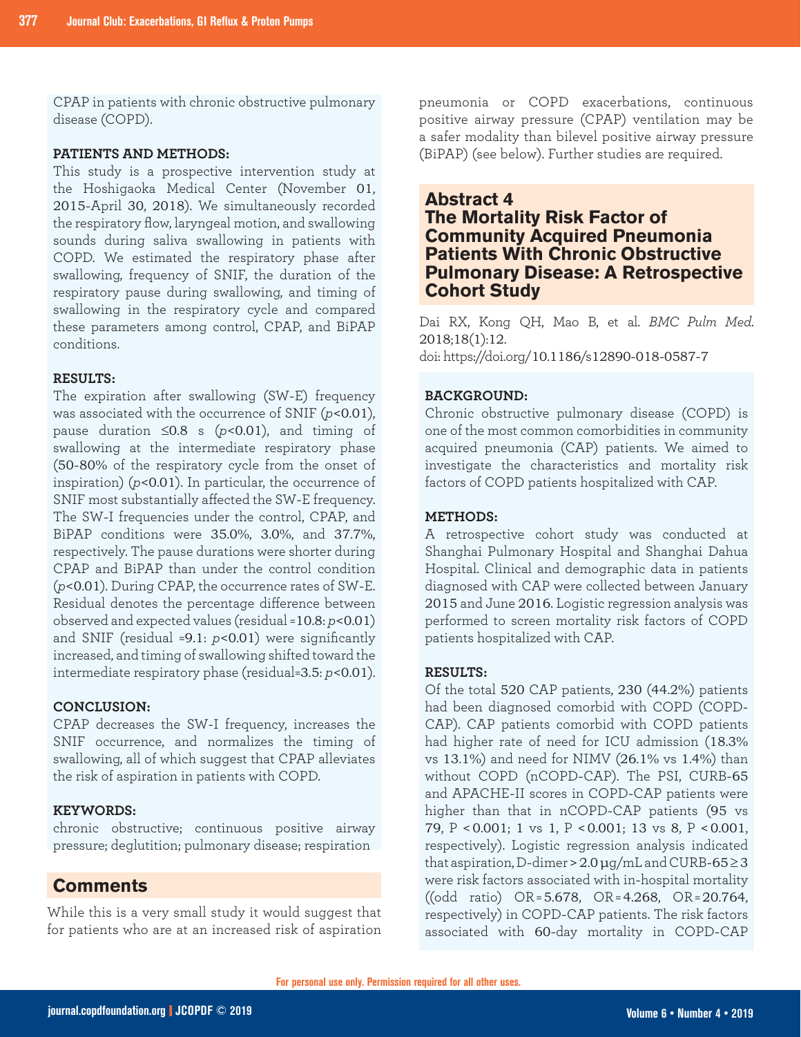CPAP in patients with chronic obstructive pulmonary disease (COPD).

**PATIENTS AND METHODS:**
This study is a prospective intervention study at the Hoshigaoka Medical Center (November 01, 2015-April 30, 2018). We simultaneously recorded the respiratory flow, laryngeal motion, and swallowing sounds during saliva swallowing in patients with COPD. We estimated the respiratory phase after swallowing, frequency of SNIF, the duration of the respiratory pause during swallowing, and timing of swallowing in the respiratory cycle and compared these parameters among control, CPAP, and BiPAP conditions.

**RESULTS:**
The expiration after swallowing (SW-E) frequency was associated with the occurrence of SNIF ($p<0.01$), pause duration ≤0.8 s ($p<0.01$), and timing of swallowing at the intermediate respiratory phase (50-80% of the respiratory cycle from the onset of inspiration) ($p<0.01$). In particular, the occurrence of SNIF most substantially affected the SW-E frequency. The SW-I frequencies under the control, CPAP, and BiPAP conditions were 35.0%, 3.0%, and 37.7%, respectively. The pause durations were shorter during CPAP and BiPAP than under the control condition ($p<0.01$). During CPAP, the occurrence rates of SW-E. Residual denotes the percentage difference between observed and expected values (residual =10.8: $p<0.01$) and SNIF (residual =9.1: $p<0.01$) were significantly increased, and timing of swallowing shifted toward the intermediate respiratory phase (residual=3.5: $p<0.01$).

**CONCLUSION:**
CPAP decreases the SW-I frequency, increases the SNIF occurrence, and normalizes the timing of swallowing, all of which suggest that CPAP alleviates the risk of aspiration in patients with COPD.

**KEYWORDS:**
chronic obstructive; continuous positive airway pressure; deglutition; pulmonary disease; respiration

## Comments

While this is a very small study it would suggest that for patients who are at an increased risk of aspiration pneumonia or COPD exacerbations, continuous positive airway pressure (CPAP) ventilation may be a safer modality than bilevel positive airway pressure (BiPAP) (see below). Further studies are required.

## Abstract 4
## The Mortality Risk Factor of Community Acquired Pneumonia Patients With Chronic Obstructive Pulmonary Disease: A Retrospective Cohort Study

Dai RX, Kong QH, Mao B, et al. *BMC Pulm Med.* 2018;18(1):12.
doi: https://doi.org/10.1186/s12890-018-0587-7

**BACKGROUND:**
Chronic obstructive pulmonary disease (COPD) is one of the most common comorbidities in community acquired pneumonia (CAP) patients. We aimed to investigate the characteristics and mortality risk factors of COPD patients hospitalized with CAP.

**METHODS:**
A retrospective cohort study was conducted at Shanghai Pulmonary Hospital and Shanghai Dahua Hospital. Clinical and demographic data in patients diagnosed with CAP were collected between January 2015 and June 2016. Logistic regression analysis was performed to screen mortality risk factors of COPD patients hospitalized with CAP.

**RESULTS:**
Of the total 520 CAP patients, 230 (44.2%) patients had been diagnosed comorbid with COPD (COPD-CAP). CAP patients comorbid with COPD patients had higher rate of need for ICU admission (18.3% vs 13.1%) and need for NIMV (26.1% vs 1.4%) than without COPD (nCOPD-CAP). The PSI, CURB-65 and APACHE-II scores in COPD-CAP patients were higher than that in nCOPD-CAP patients (95 vs 79, P < 0.001; 1 vs 1, P < 0.001; 13 vs 8, P < 0.001, respectively). Logistic regression analysis indicated that aspiration, D-dimer > 2.0 µg/mL and CURB-65 ≥ 3 were risk factors associated with in-hospital mortality ((odd ratio) OR = 5.678, OR = 4.268, OR = 20.764, respectively) in COPD-CAP patients. The risk factors associated with 60-day mortality in COPD-CAP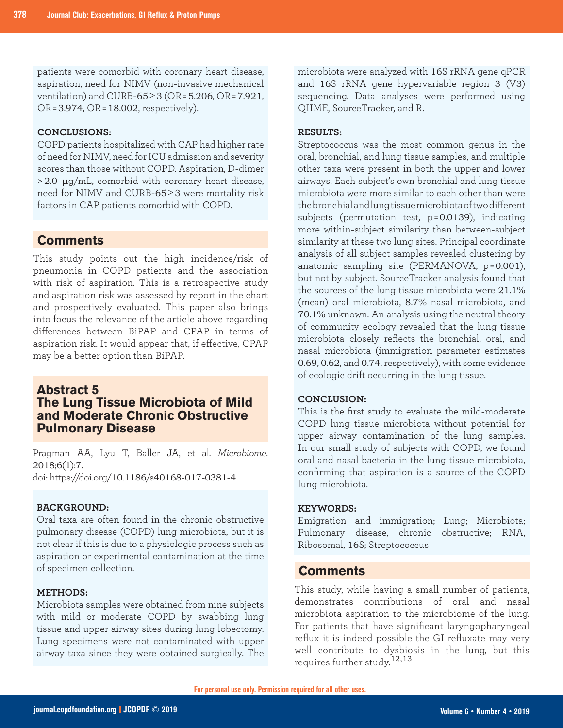patients were comorbid with coronary heart disease, aspiration, need for NIMV (non-invasive mechanical ventilation) and CURB-65≥3 (OR=5.206, OR=7.921, OR=3.974, OR=18.002, respectively).

**CONCLUSIONS:**

COPD patients hospitalized with CAP had higher rate of need for NIMV, need for ICU admission and severity scores than those without COPD. Aspiration, D-dimer >2.0 μg/mL, comorbid with coronary heart disease, need for NIMV and CURB-65≥3 were mortality risk factors in CAP patients comorbid with COPD.

## Comments

This study points out the high incidence/risk of pneumonia in COPD patients and the association with risk of aspiration. This is a retrospective study and aspiration risk was assessed by report in the chart and prospectively evaluated. This paper also brings into focus the relevance of the article above regarding differences between BiPAP and CPAP in terms of aspiration risk. It would appear that, if effective, CPAP may be a better option than BiPAP.

## Abstract 5
## The Lung Tissue Microbiota of Mild and Moderate Chronic Obstructive Pulmonary Disease

Pragman AA, Lyu T, Baller JA, et al. *Microbiome*. 2018;6(1):7.
doi: https://doi.org/10.1186/s40168-017-0381-4

**BACKGROUND:**

Oral taxa are often found in the chronic obstructive pulmonary disease (COPD) lung microbiota, but it is not clear if this is due to a physiologic process such as aspiration or experimental contamination at the time of specimen collection.

**METHODS:**

Microbiota samples were obtained from nine subjects with mild or moderate COPD by swabbing lung tissue and upper airway sites during lung lobectomy. Lung specimens were not contaminated with upper airway taxa since they were obtained surgically. The microbiota were analyzed with 16S rRNA gene qPCR and 16S rRNA gene hypervariable region 3 (V3) sequencing. Data analyses were performed using QIIME, SourceTracker, and R.

**RESULTS:**

Streptococcus was the most common genus in the oral, bronchial, and lung tissue samples, and multiple other taxa were present in both the upper and lower airways. Each subject's own bronchial and lung tissue microbiota were more similar to each other than were the bronchial and lung tissue microbiota of two different subjects (permutation test, p=0.0139), indicating more within-subject similarity than between-subject similarity at these two lung sites. Principal coordinate analysis of all subject samples revealed clustering by anatomic sampling site (PERMANOVA, p=0.001), but not by subject. SourceTracker analysis found that the sources of the lung tissue microbiota were 21.1% (mean) oral microbiota, 8.7% nasal microbiota, and 70.1% unknown. An analysis using the neutral theory of community ecology revealed that the lung tissue microbiota closely reflects the bronchial, oral, and nasal microbiota (immigration parameter estimates 0.69, 0.62, and 0.74, respectively), with some evidence of ecologic drift occurring in the lung tissue.

**CONCLUSION:**

This is the first study to evaluate the mild-moderate COPD lung tissue microbiota without potential for upper airway contamination of the lung samples. In our small study of subjects with COPD, we found oral and nasal bacteria in the lung tissue microbiota, confirming that aspiration is a source of the COPD lung microbiota.

**KEYWORDS:**

Emigration and immigration; Lung; Microbiota; Pulmonary disease, chronic obstructive; RNA, Ribosomal, 16S; Streptococcus

## Comments

This study, while having a small number of patients, demonstrates contributions of oral and nasal microbiota aspiration to the microbiome of the lung. For patients that have significant laryngopharyngeal reflux it is indeed possible the GI refluxate may very well contribute to dysbiosis in the lung, but this requires further study.[12,13]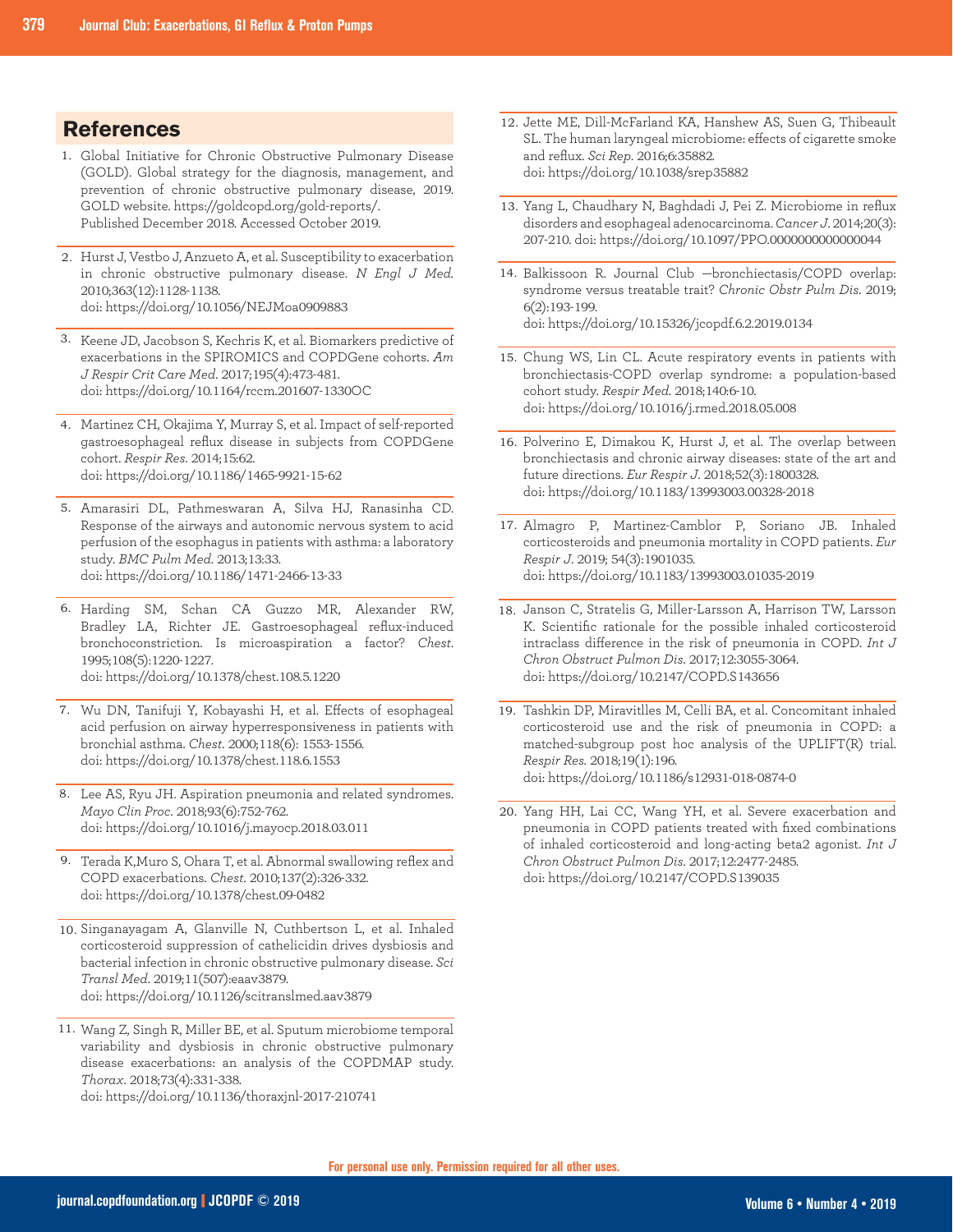## References

1. Global Initiative for Chronic Obstructive Pulmonary Disease (GOLD). Global strategy for the diagnosis, management, and prevention of chronic obstructive pulmonary disease, 2019. GOLD website. https://goldcopd.org/gold-reports/. Published December 2018. Accessed October 2019.

2. Hurst J, Vestbo J, Anzueto A, et al. Susceptibility to exacerbation in chronic obstructive pulmonary disease. *N Engl J Med*. 2010;363(12):1128-1138. doi: https://doi.org/10.1056/NEJMoa0909883

3. Keene JD, Jacobson S, Kechris K, et al. Biomarkers predictive of exacerbations in the SPIROMICS and COPDGene cohorts. *Am J Respir Crit Care Med*. 2017;195(4):473-481. doi: https://doi.org/10.1164/rccm.201607-1330OC

4. Martinez CH, Okajima Y, Murray S, et al. Impact of self-reported gastroesophageal reflux disease in subjects from COPDGene cohort. *Respir Res*. 2014;15:62. doi: https://doi.org/10.1186/1465-9921-15-62

5. Amarasiri DL, Pathmeswaran A, Silva HJ, Ranasinha CD. Response of the airways and autonomic nervous system to acid perfusion of the esophagus in patients with asthma: a laboratory study. *BMC Pulm Med*. 2013;13:33. doi: https://doi.org/10.1186/1471-2466-13-33

6. Harding SM, Schan CA Guzzo MR, Alexander RW, Bradley LA, Richter JE. Gastroesophageal reflux-induced bronchoconstriction. Is microaspiration a factor? *Chest*. 1995;108(5):1220-1227. doi: https://doi.org/10.1378/chest.108.5.1220

7. Wu DN, Tanifuji Y, Kobayashi H, et al. Effects of esophageal acid perfusion on airway hyperresponsiveness in patients with bronchial asthma. *Chest*. 2000;118(6): 1553-1556. doi: https://doi.org/10.1378/chest.118.6.1553

8. Lee AS, Ryu JH. Aspiration pneumonia and related syndromes. *Mayo Clin Proc*. 2018;93(6):752-762. doi: https://doi.org/10.1016/j.mayocp.2018.03.011

9. Terada K,Muro S, Ohara T, et al. Abnormal swallowing reflex and COPD exacerbations. *Chest*. 2010;137(2):326-332. doi: https://doi.org/10.1378/chest.09-0482

10. Singanayagam A, Glanville N, Cuthbertson L, et al. Inhaled corticosteroid suppression of cathelicidin drives dysbiosis and bacterial infection in chronic obstructive pulmonary disease. *Sci Transl Med*. 2019;11(507):eaav3879. doi: https://doi.org/10.1126/scitranslmed.aav3879

11. Wang Z, Singh R, Miller BE, et al. Sputum microbiome temporal variability and dysbiosis in chronic obstructive pulmonary disease exacerbations: an analysis of the COPDMAP study. *Thorax*. 2018;73(4):331-338. doi: https://doi.org/10.1136/thoraxjnl-2017-210741

12. Jette ME, Dill-McFarland KA, Hanshew AS, Suen G, Thibeault SL. The human laryngeal microbiome: effects of cigarette smoke and reflux. *Sci Rep*. 2016;6:35882. doi: https://doi.org/10.1038/srep35882

13. Yang L, Chaudhary N, Baghdadi J, Pei Z. Microbiome in reflux disorders and esophageal adenocarcinoma. *Cancer J*. 2014;20(3): 207-210. doi: https://doi.org/10.1097/PPO.0000000000000044

14. Balkissoon R. Journal Club —bronchiectasis/COPD overlap: syndrome versus treatable trait? *Chronic Obstr Pulm Dis*. 2019; 6(2):193-199. doi: https://doi.org/10.15326/jcopdf.6.2.2019.0134

15. Chung WS, Lin CL. Acute respiratory events in patients with bronchiectasis-COPD overlap syndrome: a population-based cohort study. *Respir Med*. 2018;140:6-10. doi: https://doi.org/10.1016/j.rmed.2018.05.008

16. Polverino E, Dimakou K, Hurst J, et al. The overlap between bronchiectasis and chronic airway diseases: state of the art and future directions. *Eur Respir J*. 2018;52(3):1800328. doi: https://doi.org/10.1183/13993003.00328-2018

17. Almagro P, Martinez-Camblor P, Soriano JB. Inhaled corticosteroids and pneumonia mortality in COPD patients. *Eur Respir J*. 2019; 54(3):1901035. doi: https://doi.org/10.1183/13993003.01035-2019

18. Janson C, Stratelis G, Miller-Larsson A, Harrison TW, Larsson K. Scientific rationale for the possible inhaled corticosteroid intraclass difference in the risk of pneumonia in COPD. *Int J Chron Obstruct Pulmon Dis*. 2017;12:3055-3064. doi: https://doi.org/10.2147/COPD.S143656

19. Tashkin DP, Miravitlles M, Celli BA, et al. Concomitant inhaled corticosteroid use and the risk of pneumonia in COPD: a matched-subgroup post hoc analysis of the UPLIFT(R) trial. *Respir Res*. 2018;19(1):196. doi: https://doi.org/10.1186/s12931-018-0874-0

20. Yang HH, Lai CC, Wang YH, et al. Severe exacerbation and pneumonia in COPD patients treated with fixed combinations of inhaled corticosteroid and long-acting beta2 agonist. *Int J Chron Obstruct Pulmon Dis*. 2017;12:2477-2485. doi: https://doi.org/10.2147/COPD.S139035